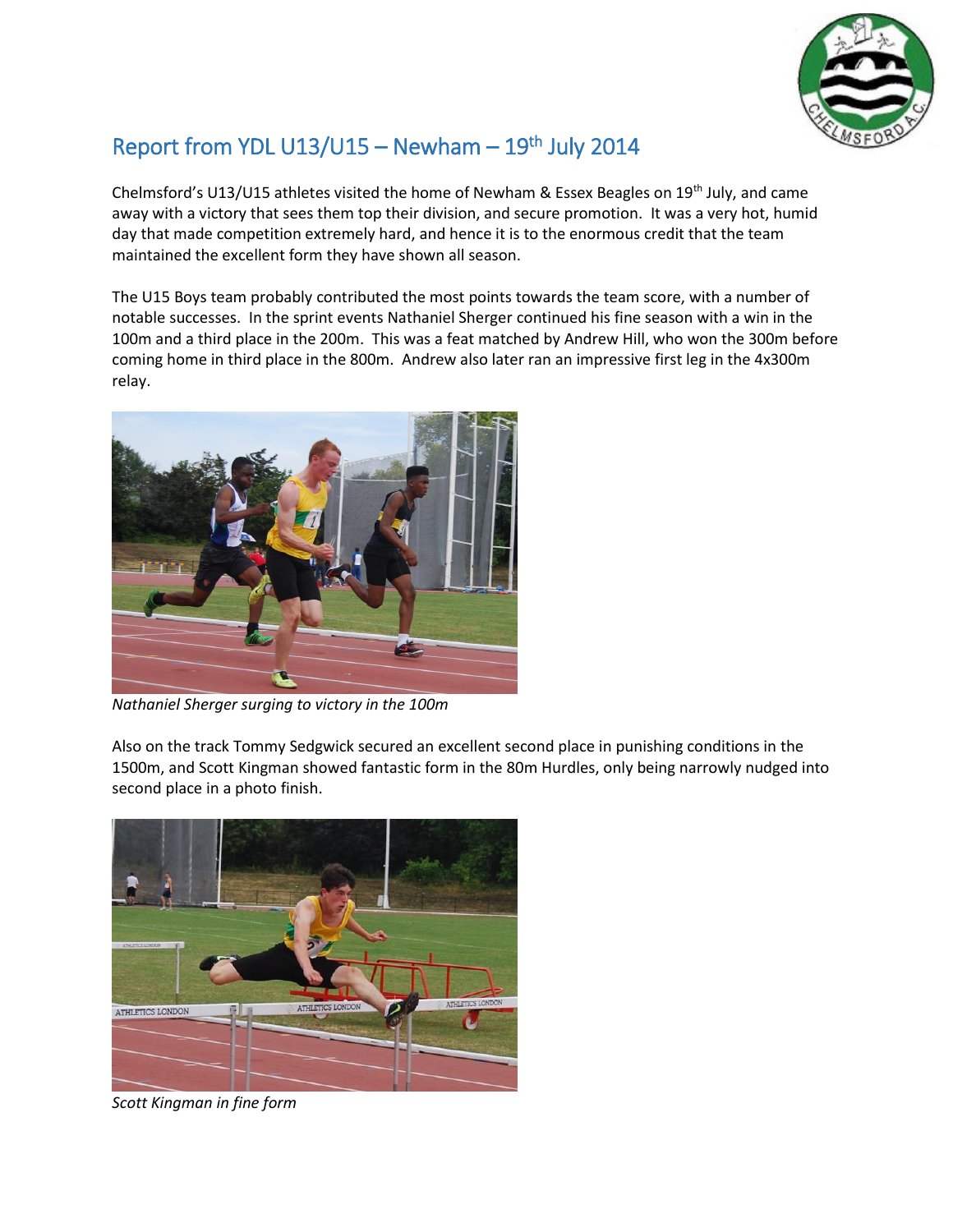# Report from YDL U13/U15 – Newham – 19th July 2014

Chelmsford's U13/U15 athletes visited the home of Newham & Essex Beagles on 19th July, and came away with a victory that sees them top their division, and secure promotion. It was a very hot, humid day that made competition extremely hard, and hence it is to the enormous credit that the team maintained the excellent form they have shown all season.

The U15 Boys team probably contributed the most points towards the team score, with a number of notable successes. In the sprint events Nathaniel Sherger continued his fine season with a win in the 100m and a third place in the 200m. This was a feat matched by Andrew Hill, who won the 300m before coming home in third place in the 800m. Andrew also later ran an impressive first leg in the 4x300m relay.

*Nathaniel Sherger surging to victory in the 100m*

Also on the track Tommy Sedgwick secured an excellent second place in punishing conditions in the 1500m, and Scott Kingman showed fantastic form in the 80m Hurdles, only being narrowly nudged into second place in a photo finish.

*Scott Kingman in fine form*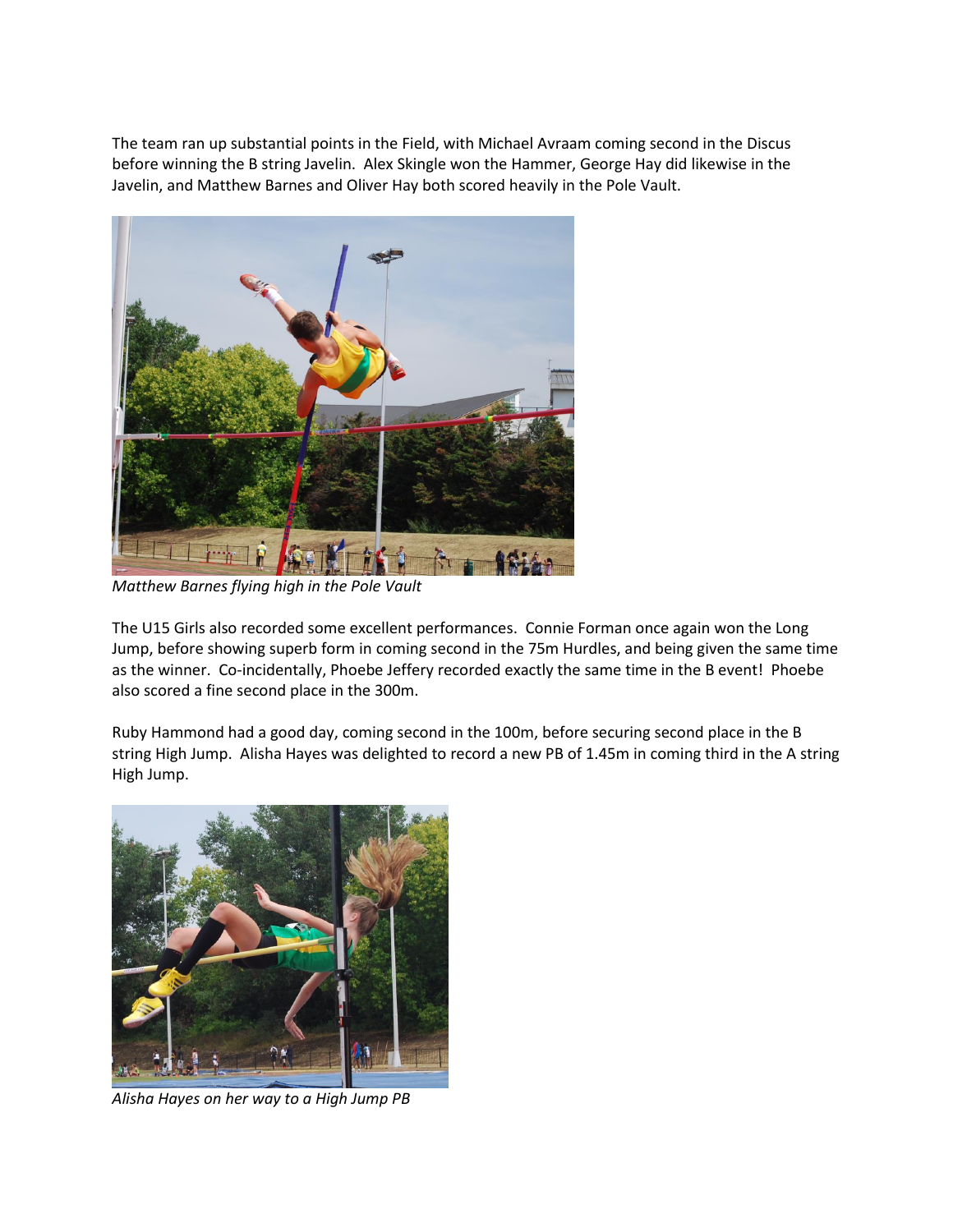The team ran up substantial points in the Field, with Michael Avraam coming second in the Discus before winning the B string Javelin. Alex Skingle won the Hammer, George Hay did likewise in the Javelin, and Matthew Barnes and Oliver Hay both scored heavily in the Pole Vault.

*Matthew Barnes flying high in the Pole Vault*

The U15 Girls also recorded some excellent performances. Connie Forman once again won the Long Jump, before showing superb form in coming second in the 75m Hurdles, and being given the same time as the winner. Co-incidentally, Phoebe Jeffery recorded exactly the same time in the B event! Phoebe also scored a fine second place in the 300m.

Ruby Hammond had a good day, coming second in the 100m, before securing second place in the B string High Jump. Alisha Hayes was delighted to record a new PB of 1.45m in coming third in the A string High Jump.

*Alisha Hayes on her way to a High Jump PB*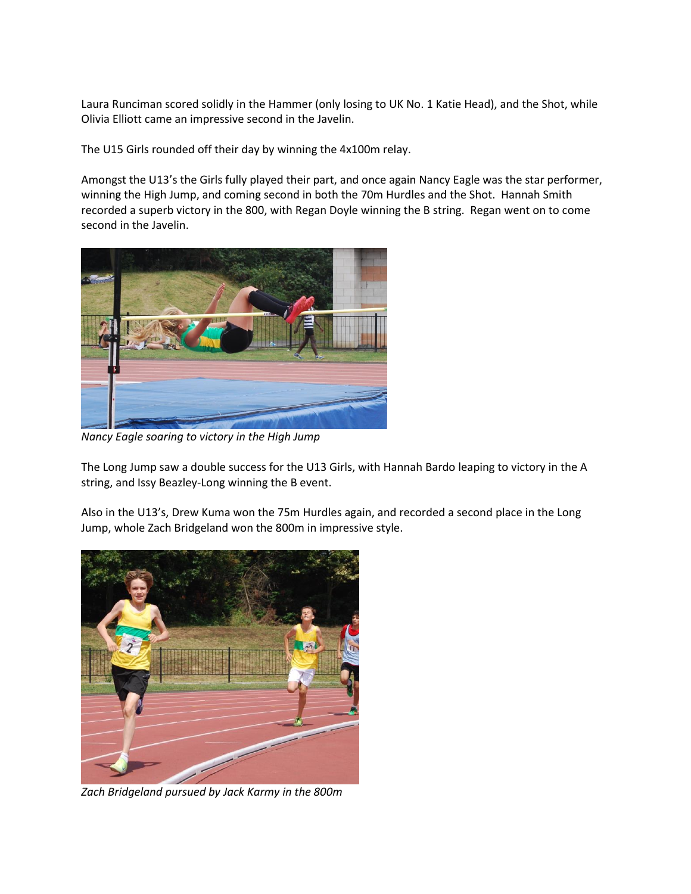Laura Runciman scored solidly in the Hammer (only losing to UK No. 1 Katie Head), and the Shot, while Olivia Elliott came an impressive second in the Javelin.

The U15 Girls rounded off their day by winning the 4x100m relay.

Amongst the U13's the Girls fully played their part, and once again Nancy Eagle was the star performer, winning the High Jump, and coming second in both the 70m Hurdles and the Shot. Hannah Smith recorded a superb victory in the 800, with Regan Doyle winning the B string. Regan went on to come second in the Javelin.

*Nancy Eagle soaring to victory in the High Jump*

The Long Jump saw a double success for the U13 Girls, with Hannah Bardo leaping to victory in the A string, and Issy Beazley-Long winning the B event.

Also in the U13's, Drew Kuma won the 75m Hurdles again, and recorded a second place in the Long Jump, whole Zach Bridgeland won the 800m in impressive style.

*Zach Bridgeland pursued by Jack Karmy in the 800m*